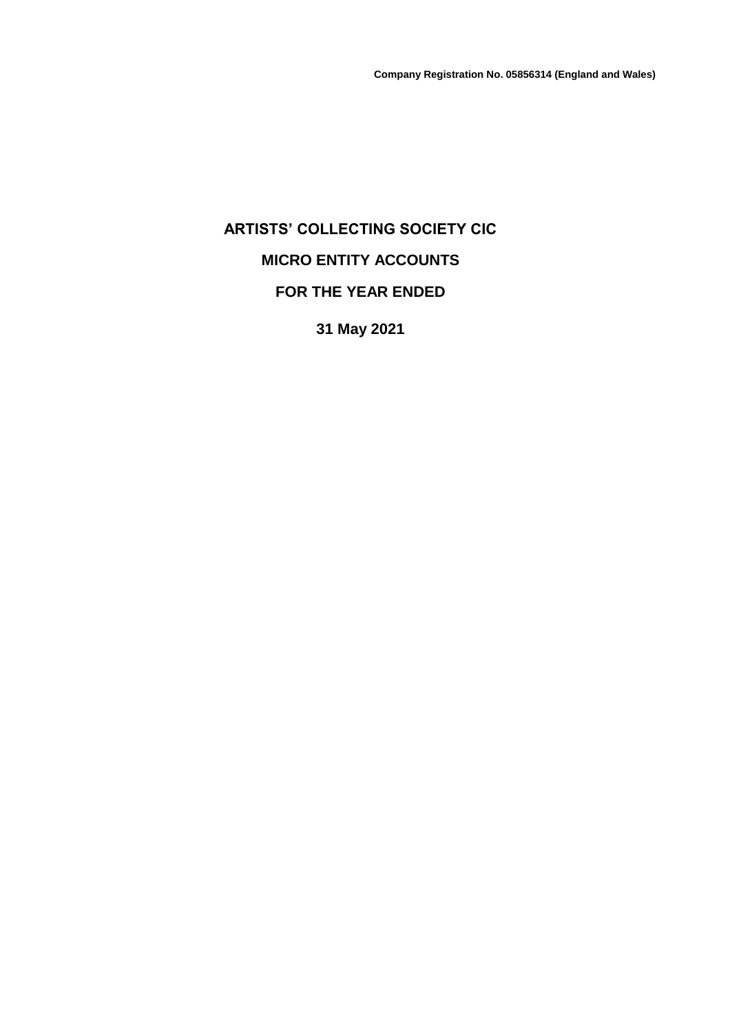**Company Registration No. 05856314 (England and Wales)**

# ARTISTS' COLLECTING SOCIETY CIC

## MICRO ENTITY ACCOUNTS

## FOR THE YEAR ENDED

## 31 May 2021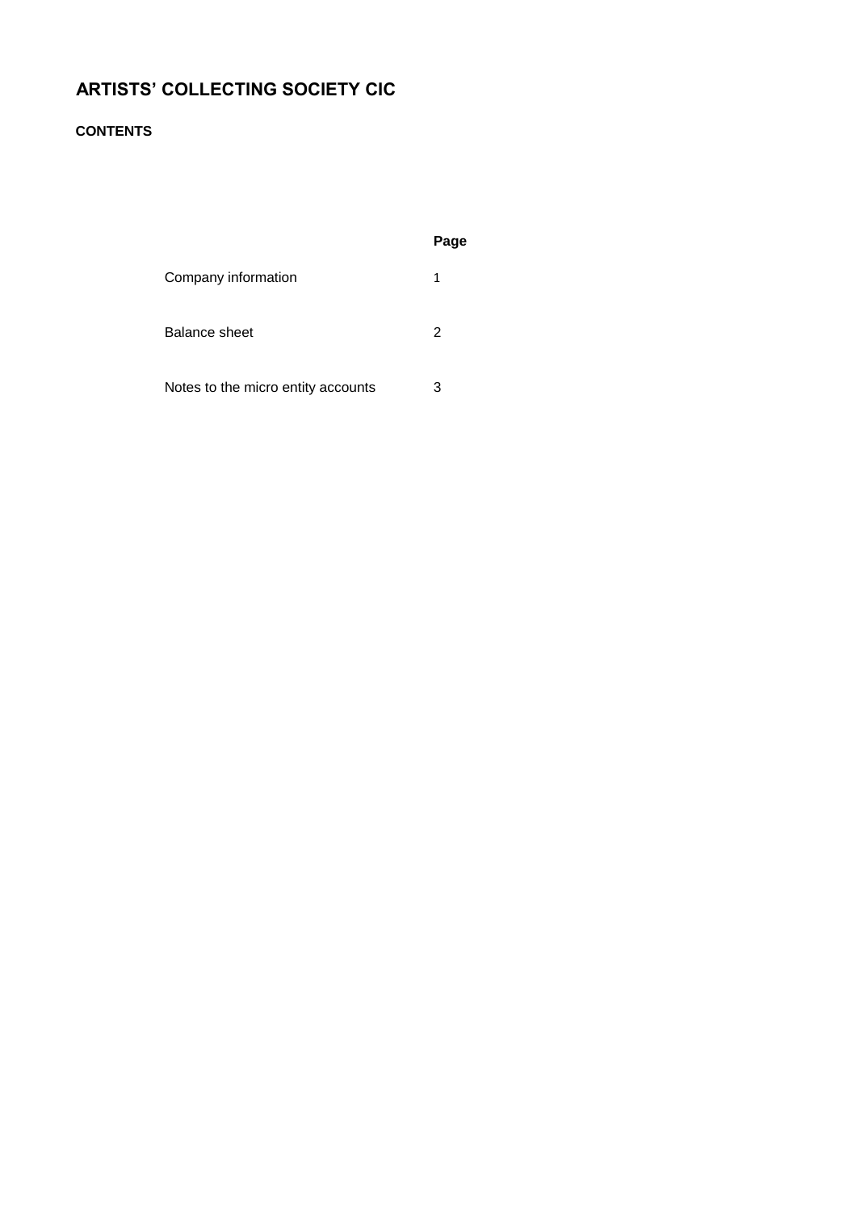# ARTISTS' COLLECTING SOCIETY CIC

## CONTENTS

| | Page |
|---|---|
| Company information | 1 |
| Balance sheet | 2 |
| Notes to the micro entity accounts | 3 |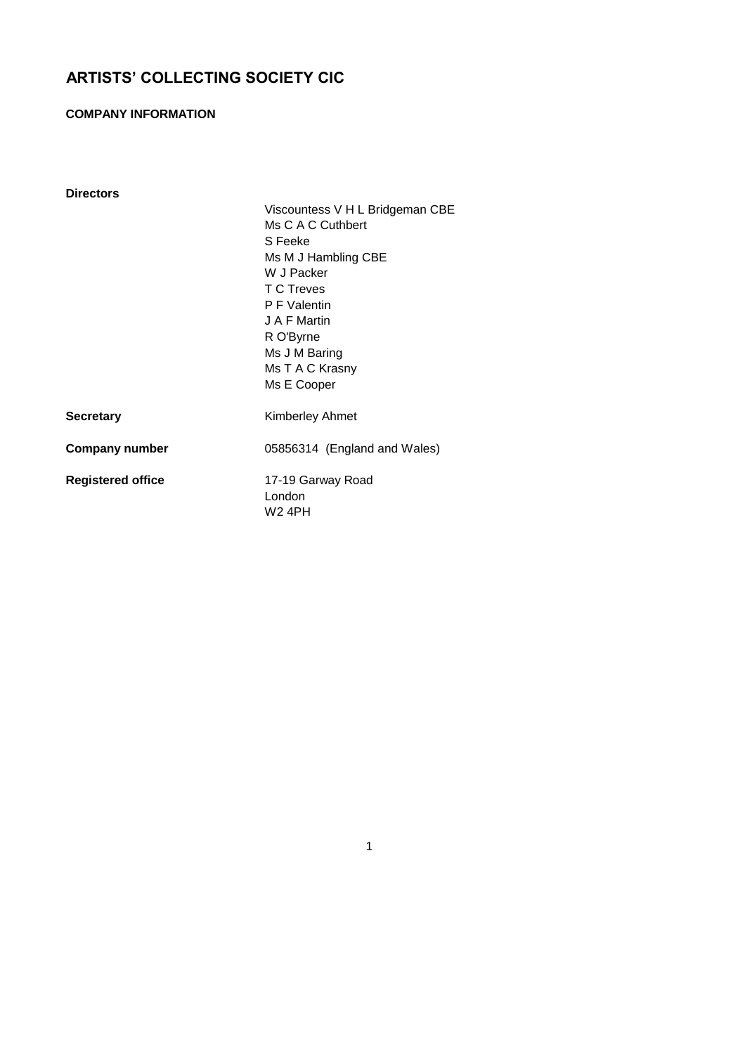# ARTISTS' COLLECTING SOCIETY CIC

## COMPANY INFORMATION

| | |
|---|---|
| **Directors** | Viscountess V H L Bridgeman CBE |
| | Ms C A C Cuthbert |
| | S Feeke |
| | Ms M J Hambling CBE |
| | W J Packer |
| | T C Treves |
| | P F Valentin |
| | J A F Martin |
| | R O'Byrne |
| | Ms J M Baring |
| | Ms T A C Krasny |
| | Ms E Cooper |
| **Secretary** | Kimberley Ahmet |
| **Company number** | 05856314 (England and Wales) |
| **Registered office** | 17-19 Garway Road<br>London<br>W2 4PH |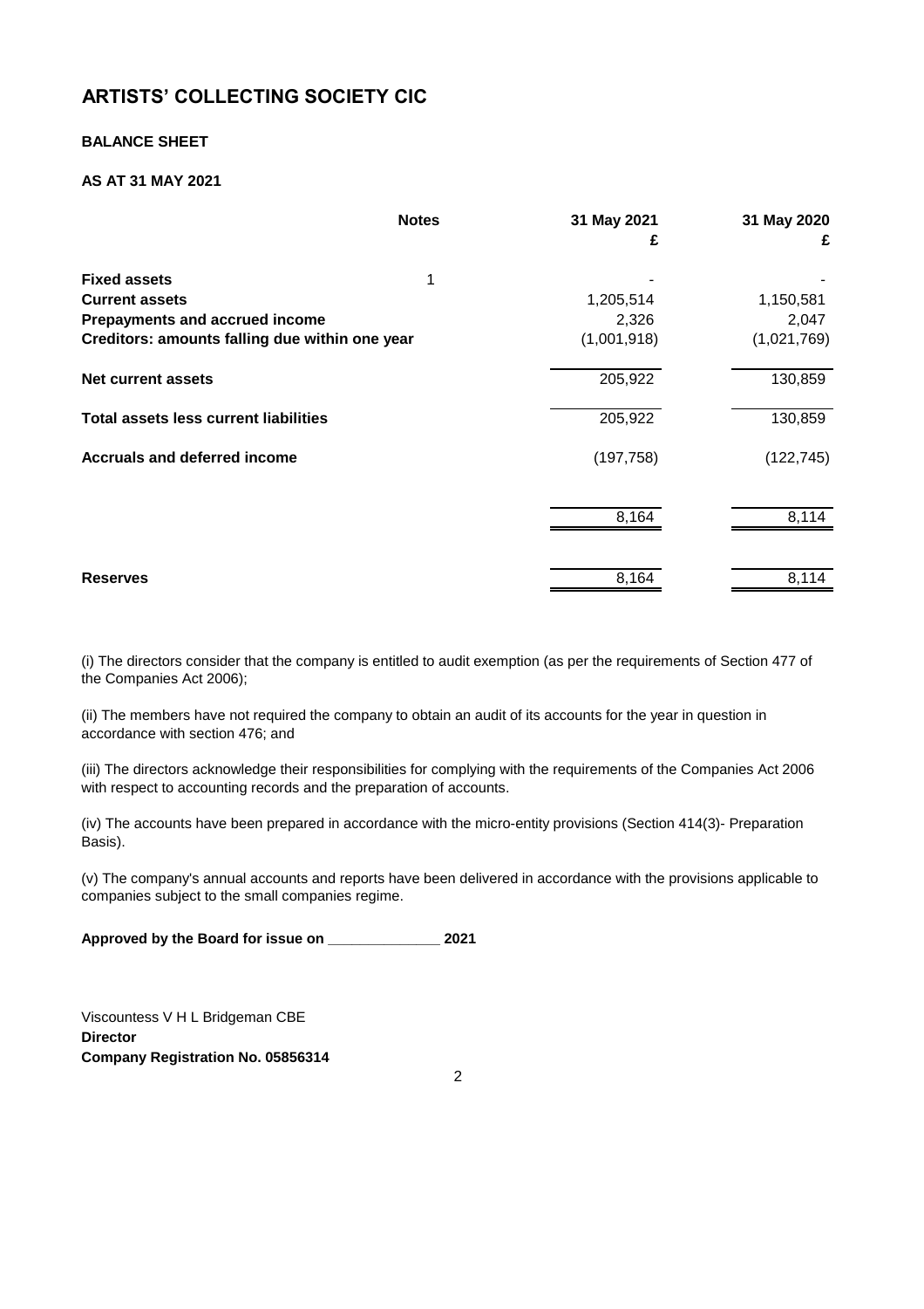# ARTISTS' COLLECTING SOCIETY CIC

**BALANCE SHEET**

**AS AT 31 MAY 2021**

| | Notes | 31 May 2021<br>£ | 31 May 2020<br>£ |
|---|---|---|---|
| **Fixed assets** | 1 | - | - |
| **Current assets** | | 1,205,514 | 1,150,581 |
| **Prepayments and accrued income** | | 2,326 | 2,047 |
| **Creditors: amounts falling due within one year** | | (1,001,918) | (1,021,769) |
| **Net current assets** | | 205,922 | 130,859 |
| **Total assets less current liabilities** | | 205,922 | 130,859 |
| **Accruals and deferred income** | | (197,758) | (122,745) |
| | | 8,164 | 8,114 |
| **Reserves** | | 8,164 | 8,114 |

(i) The directors consider that the company is entitled to audit exemption (as per the requirements of Section 477 of the Companies Act 2006);

(ii) The members have not required the company to obtain an audit of its accounts for the year in question in accordance with section 476; and

(iii) The directors acknowledge their responsibilities for complying with the requirements of the Companies Act 2006 with respect to accounting records and the preparation of accounts.

(iv) The accounts have been prepared in accordance with the micro-entity provisions (Section 414(3)- Preparation Basis).

(v) The company's annual accounts and reports have been delivered in accordance with the provisions applicable to companies subject to the small companies regime.

**Approved by the Board for issue on _______________ 2021**

Viscountess V H L Bridgeman CBE
**Director**
**Company Registration No. 05856314**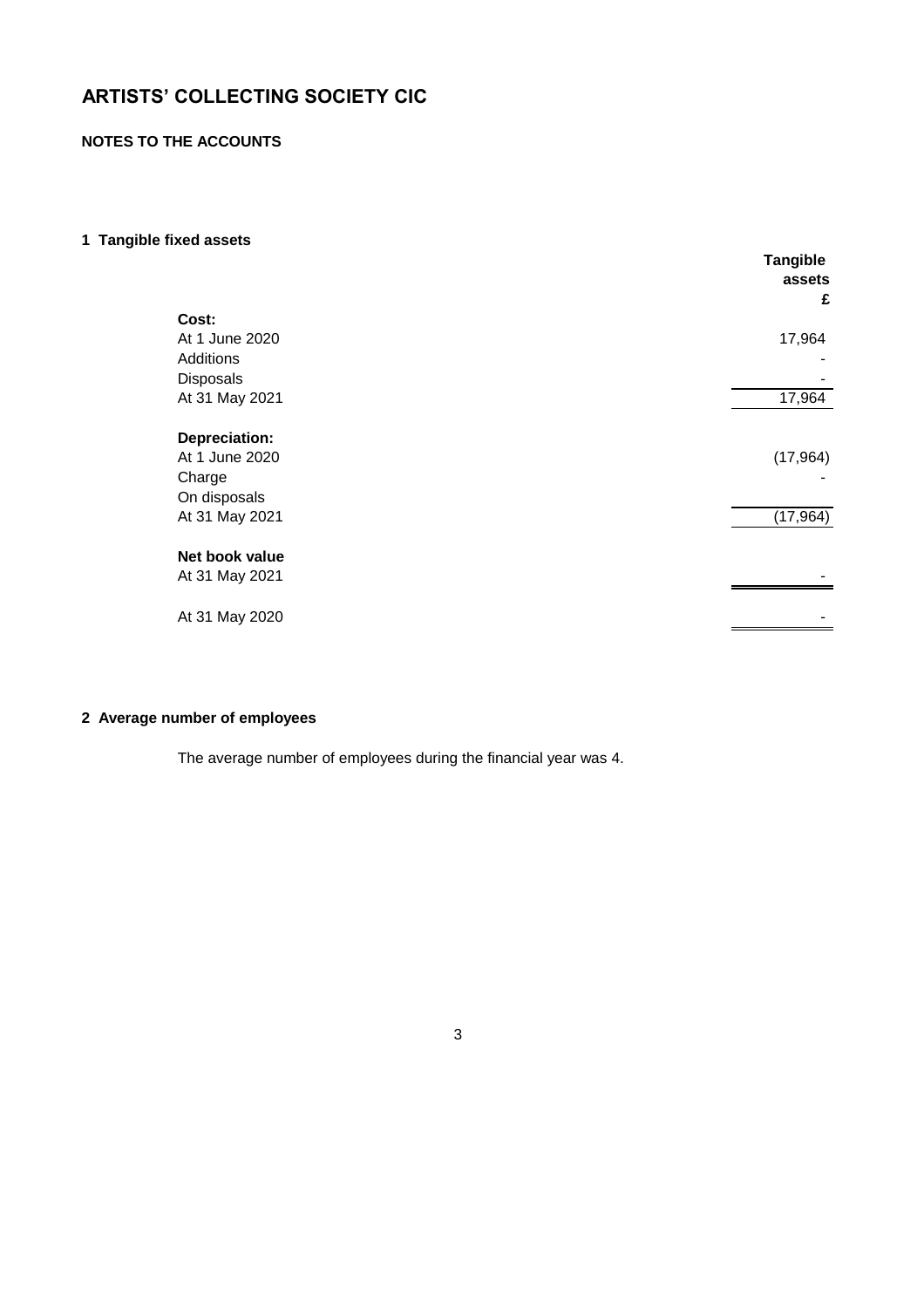# ARTISTS' COLLECTING SOCIETY CIC

## NOTES TO THE ACCOUNTS

### 1 Tangible fixed assets

| | Tangible assets £ |
|---|---|
| **Cost:** | |
| At 1 June 2020 | 17,964 |
| Additions | - |
| Disposals | - |
| At 31 May 2021 | 17,964 |
| **Depreciation:** | |
| At 1 June 2020 | (17,964) |
| Charge | - |
| On disposals | |
| At 31 May 2021 | (17,964) |
| **Net book value** | |
| At 31 May 2021 | - |
| At 31 May 2020 | - |

### 2 Average number of employees

The average number of employees during the financial year was 4.